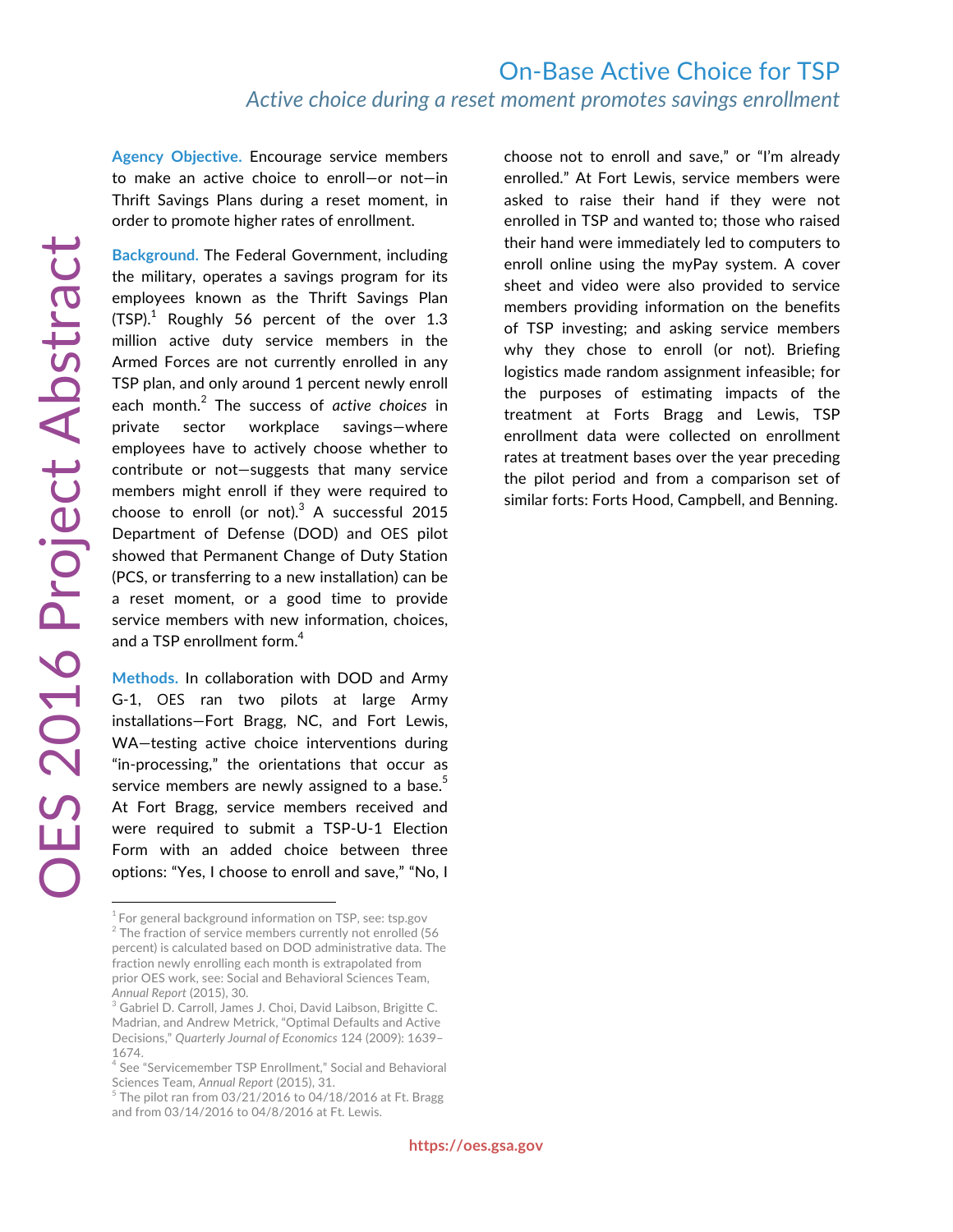# On-Base Active Choice for TSP

## *Active choice during a reset moment promotes savings enrollment*

OES 2016 Project Abstract

**Agency Objective.** Encourage service members to make an active choice to enroll—or not—in Thrift Savings Plans during a reset moment, in order to promote higher rates of enrollment.

**Background.** The Federal Government, including the military, operates a savings program for its employees known as the Thrift Savings Plan (TSP).[1] Roughly 56 percent of the over 1.3 million active duty service members in the Armed Forces are not currently enrolled in any TSP plan, and only around 1 percent newly enroll each month.[2] The success of *active choices* in private sector workplace savings—where employees have to actively choose whether to contribute or not—suggests that many service members might enroll if they were required to choose to enroll (or not).[3] A successful 2015 Department of Defense (DOD) and OES pilot showed that Permanent Change of Duty Station (PCS, or transferring to a new installation) can be a reset moment, or a good time to provide service members with new information, choices, and a TSP enrollment form.[4]

**Methods.** In collaboration with DOD and Army G-1, OES ran two pilots at large Army installations—Fort Bragg, NC, and Fort Lewis, WA—testing active choice interventions during "in-processing," the orientations that occur as service members are newly assigned to a base.[5] At Fort Bragg, service members received and were required to submit a TSP-U-1 Election Form with an added choice between three options: "Yes, I choose to enroll and save," "No, I choose not to enroll and save," or "I'm already enrolled." At Fort Lewis, service members were asked to raise their hand if they were not enrolled in TSP and wanted to; those who raised their hand were immediately led to computers to enroll online using the myPay system. A cover sheet and video were also provided to service members providing information on the benefits of TSP investing; and asking service members why they chose to enroll (or not). Briefing logistics made random assignment infeasible; for the purposes of estimating impacts of the treatment at Forts Bragg and Lewis, TSP enrollment data were collected on enrollment rates at treatment bases over the year preceding the pilot period and from a comparison set of similar forts: Forts Hood, Campbell, and Benning.

---

[1] For general background information on TSP, see: tsp.gov

[2] The fraction of service members currently not enrolled (56 percent) is calculated based on DOD administrative data. The fraction newly enrolling each month is extrapolated from prior OES work, see: Social and Behavioral Sciences Team, *Annual Report* (2015), 30.

[3] Gabriel D. Carroll, James J. Choi, David Laibson, Brigitte C. Madrian, and Andrew Metrick, "Optimal Defaults and Active Decisions," *Quarterly Journal of Economics* 124 (2009): 1639–1674.

[4] See "Servicemember TSP Enrollment," Social and Behavioral Sciences Team, *Annual Report* (2015), 31.

[5] The pilot ran from 03/21/2016 to 04/18/2016 at Ft. Bragg and from 03/14/2016 to 04/8/2016 at Ft. Lewis.

https://oes.gsa.gov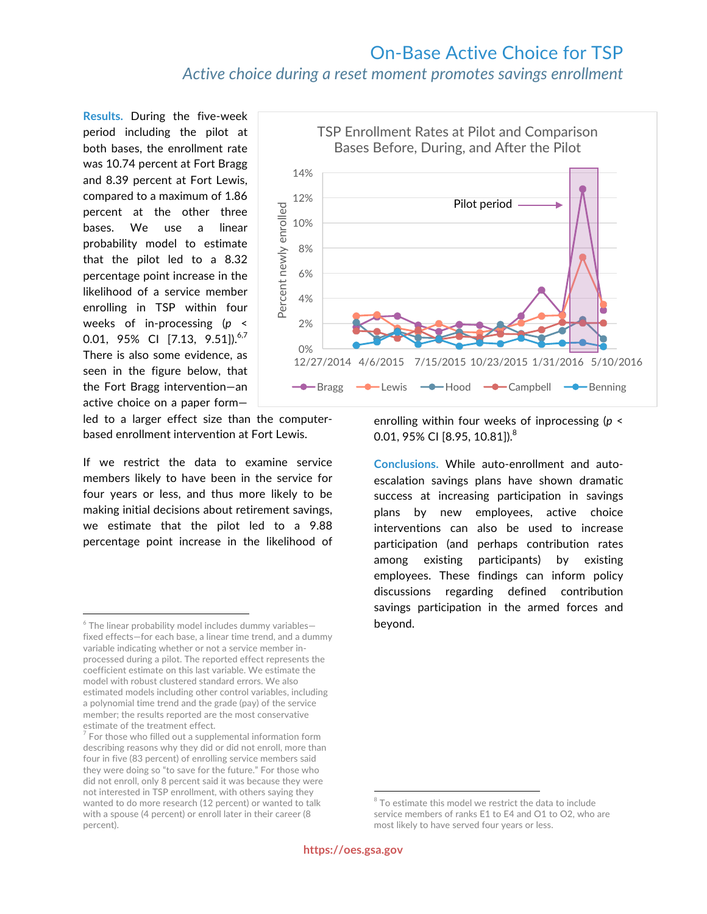# On-Base Active Choice for TSP

*Active choice during a reset moment promotes savings enrollment*

**Results.** During the five-week period including the pilot at both bases, the enrollment rate was 10.74 percent at Fort Bragg and 8.39 percent at Fort Lewis, compared to a maximum of 1.86 percent at the other three bases. We use a linear probability model to estimate that the pilot led to a 8.32 percentage point increase in the likelihood of a service member enrolling in TSP within four weeks of in-processing ($p < 0.01$, 95% CI [7.13, 9.51]).[6,7] There is also some evidence, as seen in the figure below, that the Fort Bragg intervention—an active choice on a paper form—led to a larger effect size than the computer-based enrollment intervention at Fort Lewis.

TSP Enrollment Rates at Pilot and Comparison Bases Before, During, and After the Pilot

Percent newly enrolled

14%
12%
10%
8%
6%
4%
2%
0%

12/27/2014 4/6/2015 7/15/2015 10/23/2015 1/31/2016 5/10/2016

Pilot period

Bragg Lewis Hood Campbell Benning

If we restrict the data to examine service members likely to have been in the service for four years or less, and thus more likely to be making initial decisions about retirement savings, we estimate that the pilot led to a 9.88 percentage point increase in the likelihood of enrolling within four weeks of inprocessing ($p < 0.01$, 95% CI [8.95, 10.81]).[8]

**Conclusions.** While auto-enrollment and auto-escalation savings plans have shown dramatic success at increasing participation in savings plans by new employees, active choice interventions can also be used to increase participation (and perhaps contribution rates among existing participants) by existing employees. These findings can inform policy discussions regarding defined contribution savings participation in the armed forces and beyond.

---

[6] The linear probability model includes dummy variables—fixed effects—for each base, a linear time trend, and a dummy variable indicating whether or not a service member in-processed during a pilot. The reported effect represents the coefficient estimate on this last variable. We estimate the model with robust clustered standard errors. We also estimated models including other control variables, including a polynomial time trend and the grade (pay) of the service member; the results reported are the most conservative estimate of the treatment effect.

[7] For those who filled out a supplemental information form describing reasons why they did or did not enroll, more than four in five (83 percent) of enrolling service members said they were doing so "to save for the future." For those who did not enroll, only 8 percent said it was because they were not interested in TSP enrollment, with others saying they wanted to do more research (12 percent) or wanted to talk with a spouse (4 percent) or enroll later in their career (8 percent).

[8] To estimate this model we restrict the data to include service members of ranks E1 to E4 and O1 to O2, who are most likely to have served four years or less.